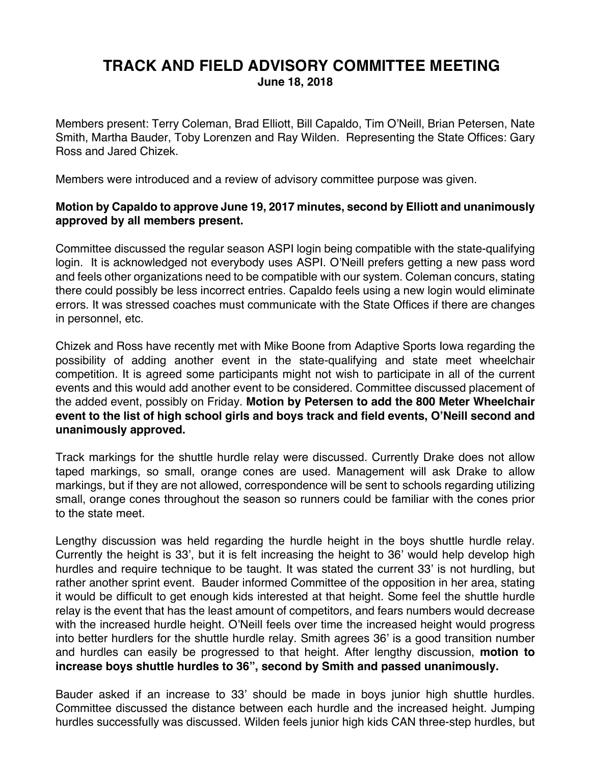# TRACK AND FIELD ADVISORY COMMITTEE MEETING

**June 18, 2018**

Members present: Terry Coleman, Brad Elliott, Bill Capaldo, Tim O'Neill, Brian Petersen, Nate Smith, Martha Bauder, Toby Lorenzen and Ray Wilden. Representing the State Offices: Gary Ross and Jared Chizek.

Members were introduced and a review of advisory committee purpose was given.

**Motion by Capaldo to approve June 19, 2017 minutes, second by Elliott and unanimously approved by all members present.**

Committee discussed the regular season ASPI login being compatible with the state-qualifying login. It is acknowledged not everybody uses ASPI. O'Neill prefers getting a new pass word and feels other organizations need to be compatible with our system. Coleman concurs, stating there could possibly be less incorrect entries. Capaldo feels using a new login would eliminate errors. It was stressed coaches must communicate with the State Offices if there are changes in personnel, etc.

Chizek and Ross have recently met with Mike Boone from Adaptive Sports Iowa regarding the possibility of adding another event in the state-qualifying and state meet wheelchair competition. It is agreed some participants might not wish to participate in all of the current events and this would add another event to be considered. Committee discussed placement of the added event, possibly on Friday. **Motion by Petersen to add the 800 Meter Wheelchair event to the list of high school girls and boys track and field events, O'Neill second and unanimously approved.**

Track markings for the shuttle hurdle relay were discussed. Currently Drake does not allow taped markings, so small, orange cones are used. Management will ask Drake to allow markings, but if they are not allowed, correspondence will be sent to schools regarding utilizing small, orange cones throughout the season so runners could be familiar with the cones prior to the state meet.

Lengthy discussion was held regarding the hurdle height in the boys shuttle hurdle relay. Currently the height is 33', but it is felt increasing the height to 36' would help develop high hurdles and require technique to be taught. It was stated the current 33' is not hurdling, but rather another sprint event. Bauder informed Committee of the opposition in her area, stating it would be difficult to get enough kids interested at that height. Some feel the shuttle hurdle relay is the event that has the least amount of competitors, and fears numbers would decrease with the increased hurdle height. O'Neill feels over time the increased height would progress into better hurdlers for the shuttle hurdle relay. Smith agrees 36' is a good transition number and hurdles can easily be progressed to that height. After lengthy discussion, **motion to increase boys shuttle hurdles to 36", second by Smith and passed unanimously.**

Bauder asked if an increase to 33' should be made in boys junior high shuttle hurdles. Committee discussed the distance between each hurdle and the increased height. Jumping hurdles successfully was discussed. Wilden feels junior high kids CAN three-step hurdles, but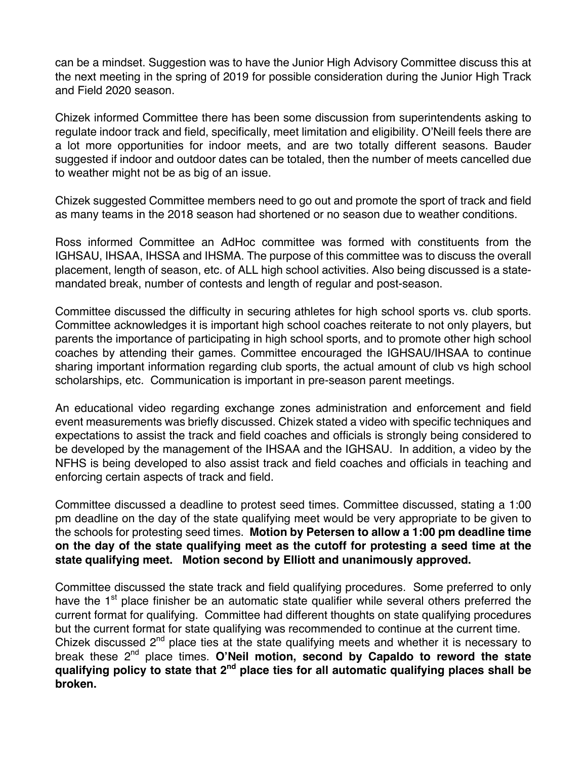can be a mindset. Suggestion was to have the Junior High Advisory Committee discuss this at the next meeting in the spring of 2019 for possible consideration during the Junior High Track and Field 2020 season.

Chizek informed Committee there has been some discussion from superintendents asking to regulate indoor track and field, specifically, meet limitation and eligibility. O'Neill feels there are a lot more opportunities for indoor meets, and are two totally different seasons. Bauder suggested if indoor and outdoor dates can be totaled, then the number of meets cancelled due to weather might not be as big of an issue.

Chizek suggested Committee members need to go out and promote the sport of track and field as many teams in the 2018 season had shortened or no season due to weather conditions.

Ross informed Committee an AdHoc committee was formed with constituents from the IGHSAU, IHSAA, IHSSA and IHSMA. The purpose of this committee was to discuss the overall placement, length of season, etc. of ALL high school activities. Also being discussed is a state-mandated break, number of contests and length of regular and post-season.

Committee discussed the difficulty in securing athletes for high school sports vs. club sports. Committee acknowledges it is important high school coaches reiterate to not only players, but parents the importance of participating in high school sports, and to promote other high school coaches by attending their games. Committee encouraged the IGHSAU/IHSAA to continue sharing important information regarding club sports, the actual amount of club vs high school scholarships, etc. Communication is important in pre-season parent meetings.

An educational video regarding exchange zones administration and enforcement and field event measurements was briefly discussed. Chizek stated a video with specific techniques and expectations to assist the track and field coaches and officials is strongly being considered to be developed by the management of the IHSAA and the IGHSAU. In addition, a video by the NFHS is being developed to also assist track and field coaches and officials in teaching and enforcing certain aspects of track and field.

Committee discussed a deadline to protest seed times. Committee discussed, stating a 1:00 pm deadline on the day of the state qualifying meet would be very appropriate to be given to the schools for protesting seed times. **Motion by Petersen to allow a 1:00 pm deadline time on the day of the state qualifying meet as the cutoff for protesting a seed time at the state qualifying meet. Motion second by Elliott and unanimously approved.**

Committee discussed the state track and field qualifying procedures. Some preferred to only have the 1st place finisher be an automatic state qualifier while several others preferred the current format for qualifying. Committee had different thoughts on state qualifying procedures but the current format for state qualifying was recommended to continue at the current time. Chizek discussed 2nd place ties at the state qualifying meets and whether it is necessary to break these 2nd place times. **O'Neil motion, second by Capaldo to reword the state qualifying policy to state that 2nd place ties for all automatic qualifying places shall be broken.**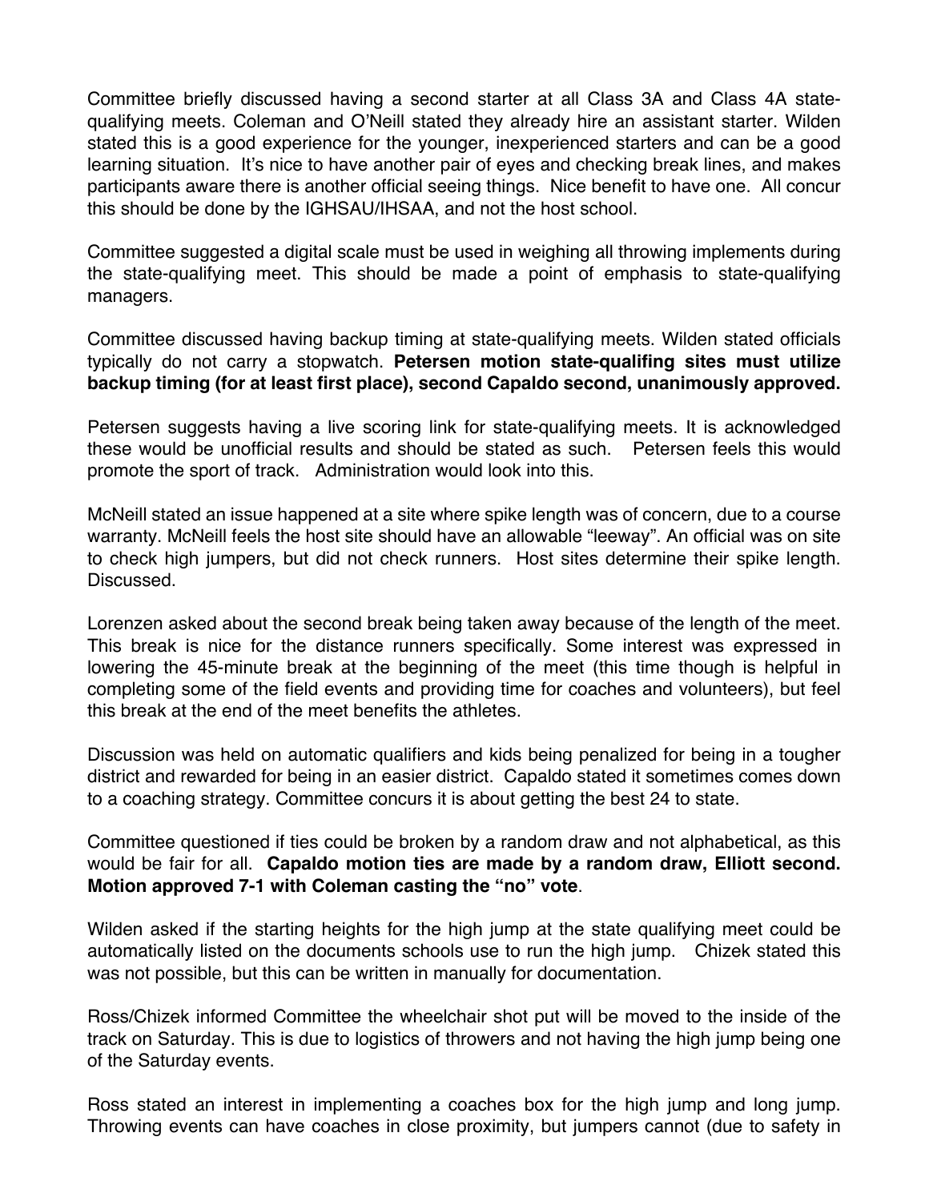Committee briefly discussed having a second starter at all Class 3A and Class 4A state-qualifying meets. Coleman and O'Neill stated they already hire an assistant starter. Wilden stated this is a good experience for the younger, inexperienced starters and can be a good learning situation. It's nice to have another pair of eyes and checking break lines, and makes participants aware there is another official seeing things. Nice benefit to have one. All concur this should be done by the IGHSAU/IHSAA, and not the host school.

Committee suggested a digital scale must be used in weighing all throwing implements during the state-qualifying meet. This should be made a point of emphasis to state-qualifying managers.

Committee discussed having backup timing at state-qualifying meets. Wilden stated officials typically do not carry a stopwatch. **Petersen motion state-qualifing sites must utilize backup timing (for at least first place), second Capaldo second, unanimously approved.**

Petersen suggests having a live scoring link for state-qualifying meets. It is acknowledged these would be unofficial results and should be stated as such. Petersen feels this would promote the sport of track. Administration would look into this.

McNeill stated an issue happened at a site where spike length was of concern, due to a course warranty. McNeill feels the host site should have an allowable "leeway". An official was on site to check high jumpers, but did not check runners. Host sites determine their spike length. Discussed.

Lorenzen asked about the second break being taken away because of the length of the meet. This break is nice for the distance runners specifically. Some interest was expressed in lowering the 45-minute break at the beginning of the meet (this time though is helpful in completing some of the field events and providing time for coaches and volunteers), but feel this break at the end of the meet benefits the athletes.

Discussion was held on automatic qualifiers and kids being penalized for being in a tougher district and rewarded for being in an easier district. Capaldo stated it sometimes comes down to a coaching strategy. Committee concurs it is about getting the best 24 to state.

Committee questioned if ties could be broken by a random draw and not alphabetical, as this would be fair for all. **Capaldo motion ties are made by a random draw, Elliott second. Motion approved 7-1 with Coleman casting the "no" vote**.

Wilden asked if the starting heights for the high jump at the state qualifying meet could be automatically listed on the documents schools use to run the high jump. Chizek stated this was not possible, but this can be written in manually for documentation.

Ross/Chizek informed Committee the wheelchair shot put will be moved to the inside of the track on Saturday. This is due to logistics of throwers and not having the high jump being one of the Saturday events.

Ross stated an interest in implementing a coaches box for the high jump and long jump. Throwing events can have coaches in close proximity, but jumpers cannot (due to safety in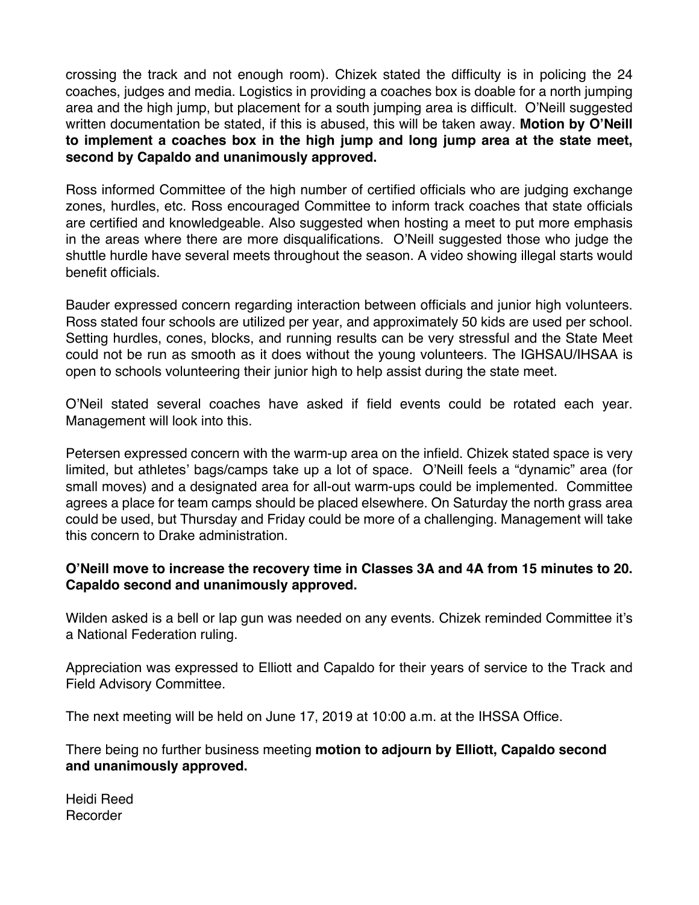crossing the track and not enough room). Chizek stated the difficulty is in policing the 24 coaches, judges and media. Logistics in providing a coaches box is doable for a north jumping area and the high jump, but placement for a south jumping area is difficult. O'Neill suggested written documentation be stated, if this is abused, this will be taken away. **Motion by O'Neill to implement a coaches box in the high jump and long jump area at the state meet, second by Capaldo and unanimously approved.**

Ross informed Committee of the high number of certified officials who are judging exchange zones, hurdles, etc. Ross encouraged Committee to inform track coaches that state officials are certified and knowledgeable. Also suggested when hosting a meet to put more emphasis in the areas where there are more disqualifications. O'Neill suggested those who judge the shuttle hurdle have several meets throughout the season. A video showing illegal starts would benefit officials.

Bauder expressed concern regarding interaction between officials and junior high volunteers. Ross stated four schools are utilized per year, and approximately 50 kids are used per school. Setting hurdles, cones, blocks, and running results can be very stressful and the State Meet could not be run as smooth as it does without the young volunteers. The IGHSAU/IHSAA is open to schools volunteering their junior high to help assist during the state meet.

O'Neil stated several coaches have asked if field events could be rotated each year. Management will look into this.

Petersen expressed concern with the warm-up area on the infield. Chizek stated space is very limited, but athletes' bags/camps take up a lot of space. O'Neill feels a "dynamic" area (for small moves) and a designated area for all-out warm-ups could be implemented. Committee agrees a place for team camps should be placed elsewhere. On Saturday the north grass area could be used, but Thursday and Friday could be more of a challenging. Management will take this concern to Drake administration.

**O'Neill move to increase the recovery time in Classes 3A and 4A from 15 minutes to 20. Capaldo second and unanimously approved.**

Wilden asked is a bell or lap gun was needed on any events. Chizek reminded Committee it's a National Federation ruling.

Appreciation was expressed to Elliott and Capaldo for their years of service to the Track and Field Advisory Committee.

The next meeting will be held on June 17, 2019 at 10:00 a.m. at the IHSSA Office.

There being no further business meeting **motion to adjourn by Elliott, Capaldo second and unanimously approved.**

Heidi Reed
Recorder